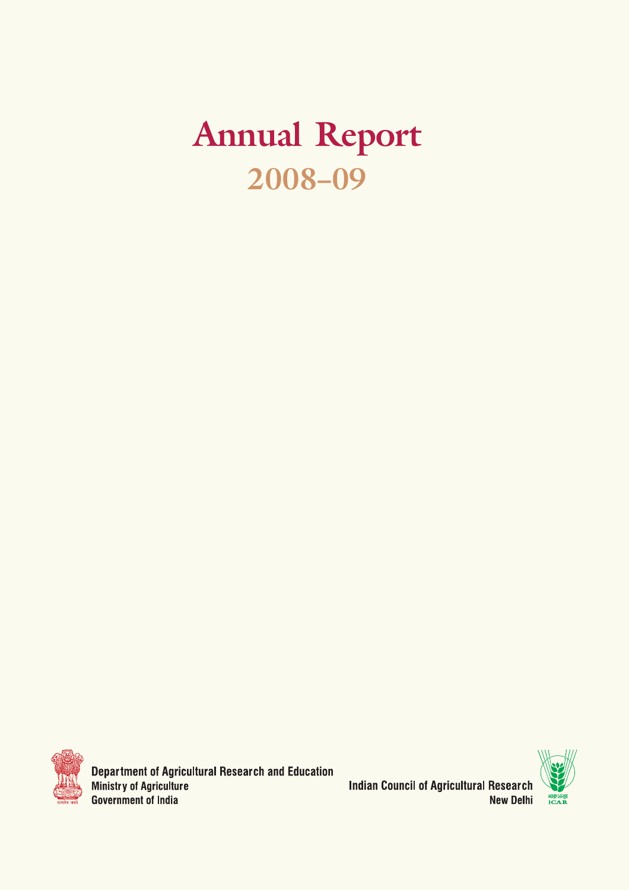# Annual Report

## 2008-09

Department of Agricultural Research and Education
Ministry of Agriculture
Government of India

Indian Council of Agricultural Research
New Delhi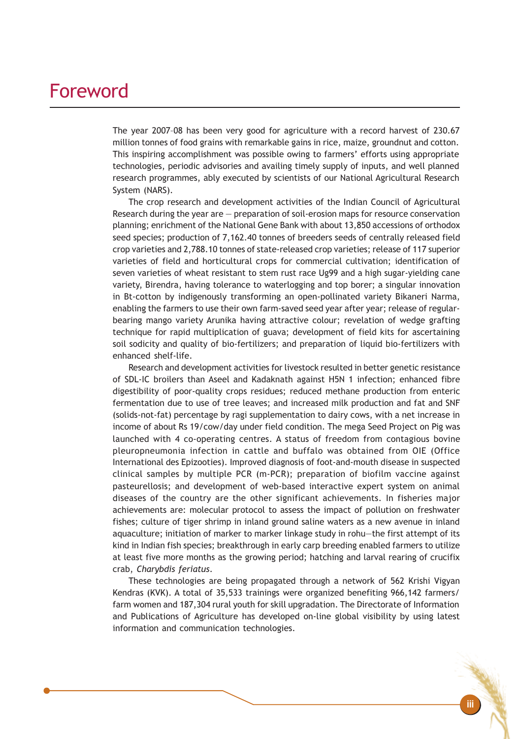# Foreword

The year 2007–08 has been very good for agriculture with a record harvest of 230.67 million tonnes of food grains with remarkable gains in rice, maize, groundnut and cotton. This inspiring accomplishment was possible owing to farmers' efforts using appropriate technologies, periodic advisories and availing timely supply of inputs, and well planned research programmes, ably executed by scientists of our National Agricultural Research System (NARS).

The crop research and development activities of the Indian Council of Agricultural Research during the year are — preparation of soil-erosion maps for resource conservation planning; enrichment of the National Gene Bank with about 13,850 accessions of orthodox seed species; production of 7,162.40 tonnes of breeders seeds of centrally released field crop varieties and 2,788.10 tonnes of state-released crop varieties; release of 117 superior varieties of field and horticultural crops for commercial cultivation; identification of seven varieties of wheat resistant to stem rust race Ug99 and a high sugar-yielding cane variety, Birendra, having tolerance to waterlogging and top borer; a singular innovation in Bt-cotton by indigenously transforming an open-pollinated variety Bikaneri Narma, enabling the farmers to use their own farm-saved seed year after year; release of regular-bearing mango variety Arunika having attractive colour; revelation of wedge grafting technique for rapid multiplication of guava; development of field kits for ascertaining soil sodicity and quality of bio-fertilizers; and preparation of liquid bio-fertilizers with enhanced shelf-life.

Research and development activities for livestock resulted in better genetic resistance of SDL-IC broilers than Aseel and Kadaknath against H5N 1 infection; enhanced fibre digestibility of poor-quality crops residues; reduced methane production from enteric fermentation due to use of tree leaves; and increased milk production and fat and SNF (solids-not-fat) percentage by ragi supplementation to dairy cows, with a net increase in income of about Rs 19/cow/day under field condition. The mega Seed Project on Pig was launched with 4 co-operating centres. A status of freedom from contagious bovine pleuropneumonia infection in cattle and buffalo was obtained from OIE (Office International des Epizooties). Improved diagnosis of foot-and-mouth disease in suspected clinical samples by multiple PCR (m-PCR); preparation of biofilm vaccine against pasteurellosis; and development of web-based interactive expert system on animal diseases of the country are the other significant achievements. In fisheries major achievements are: molecular protocol to assess the impact of pollution on freshwater fishes; culture of tiger shrimp in inland ground saline waters as a new avenue in inland aquaculture; initiation of marker to marker linkage study in rohu—the first attempt of its kind in Indian fish species; breakthrough in early carp breeding enabled farmers to utilize at least five more months as the growing period; hatching and larval rearing of crucifix crab, *Charybdis feriatus*.

These technologies are being propagated through a network of 562 Krishi Vigyan Kendras (KVK). A total of 35,533 trainings were organized benefiting 966,142 farmers/ farm women and 187,304 rural youth for skill upgradation. The Directorate of Information and Publications of Agriculture has developed on-line global visibility by using latest information and communication technologies.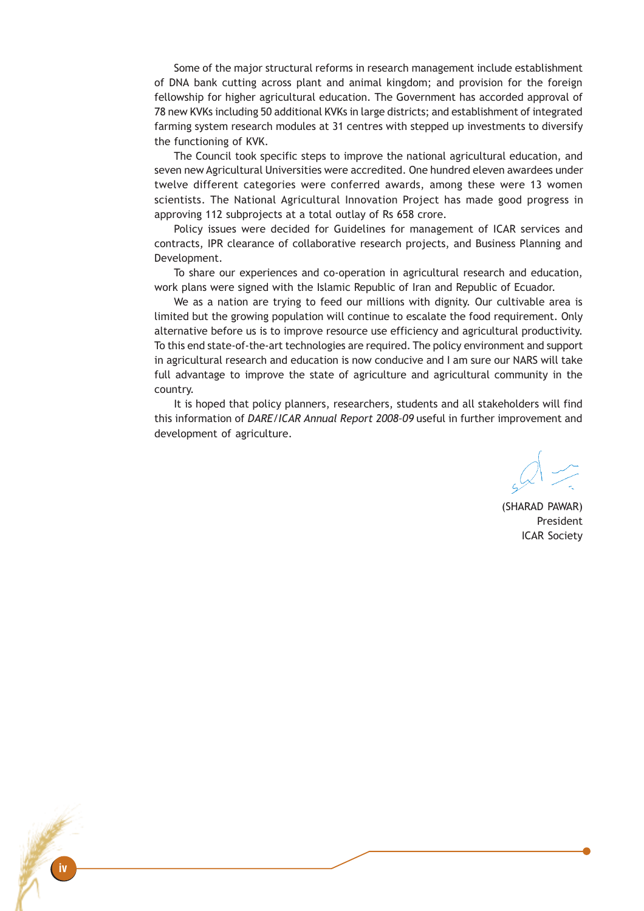Some of the major structural reforms in research management include establishment of DNA bank cutting across plant and animal kingdom; and provision for the foreign fellowship for higher agricultural education. The Government has accorded approval of 78 new KVKs including 50 additional KVKs in large districts; and establishment of integrated farming system research modules at 31 centres with stepped up investments to diversify the functioning of KVK.

The Council took specific steps to improve the national agricultural education, and seven new Agricultural Universities were accredited. One hundred eleven awardees under twelve different categories were conferred awards, among these were 13 women scientists. The National Agricultural Innovation Project has made good progress in approving 112 subprojects at a total outlay of Rs 658 crore.

Policy issues were decided for Guidelines for management of ICAR services and contracts, IPR clearance of collaborative research projects, and Business Planning and Development.

To share our experiences and co-operation in agricultural research and education, work plans were signed with the Islamic Republic of Iran and Republic of Ecuador.

We as a nation are trying to feed our millions with dignity. Our cultivable area is limited but the growing population will continue to escalate the food requirement. Only alternative before us is to improve resource use efficiency and agricultural productivity. To this end state-of-the-art technologies are required. The policy environment and support in agricultural research and education is now conducive and I am sure our NARS will take full advantage to improve the state of agriculture and agricultural community in the country.

It is hoped that policy planners, researchers, students and all stakeholders will find this information of *DARE/ICAR Annual Report 2008-09* useful in further improvement and development of agriculture.

(SHARAD PAWAR)
President
ICAR Society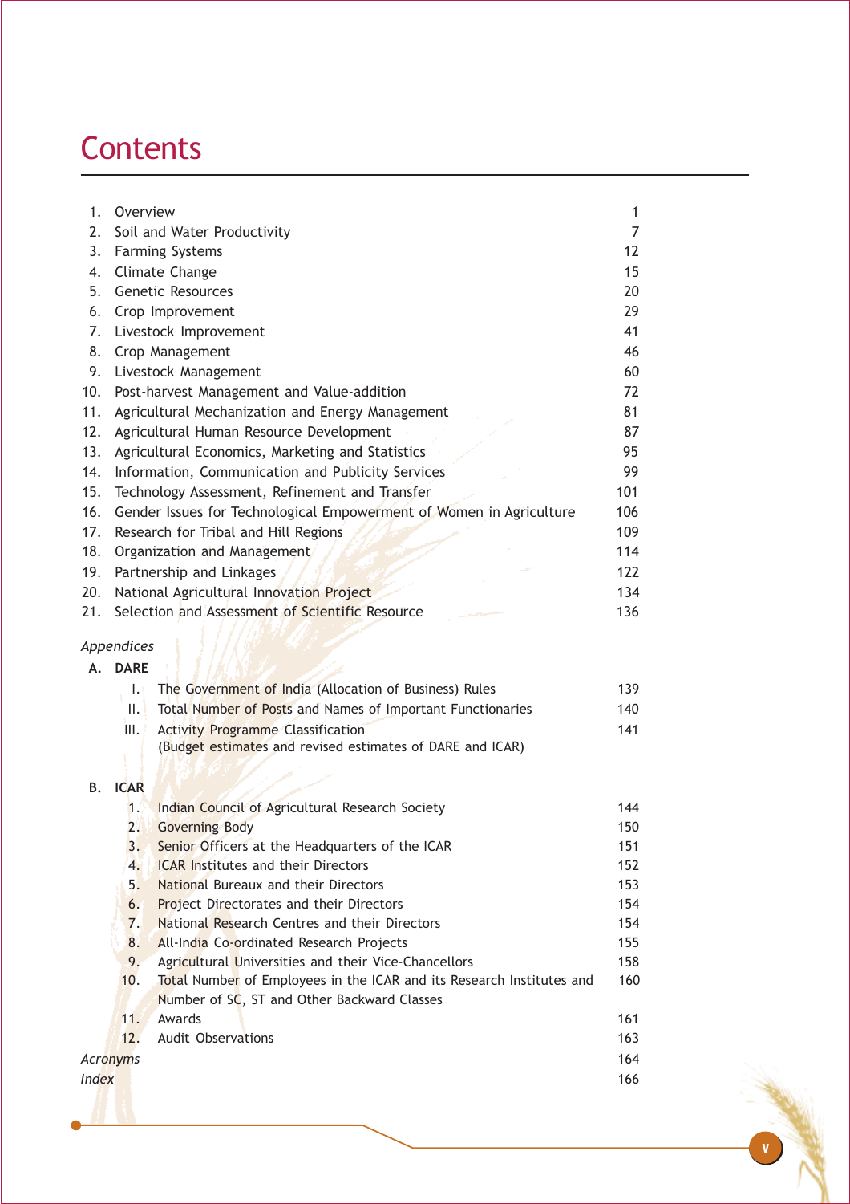# Contents

| | | |
|---|---|---|
| 1. | Overview | 1 |
| 2. | Soil and Water Productivity | 7 |
| 3. | Farming Systems | 12 |
| 4. | Climate Change | 15 |
| 5. | Genetic Resources | 20 |
| 6. | Crop Improvement | 29 |
| 7. | Livestock Improvement | 41 |
| 8. | Crop Management | 46 |
| 9. | Livestock Management | 60 |
| 10. | Post-harvest Management and Value-addition | 72 |
| 11. | Agricultural Mechanization and Energy Management | 81 |
| 12. | Agricultural Human Resource Development | 87 |
| 13. | Agricultural Economics, Marketing and Statistics | 95 |
| 14. | Information, Communication and Publicity Services | 99 |
| 15. | Technology Assessment, Refinement and Transfer | 101 |
| 16. | Gender Issues for Technological Empowerment of Women in Agriculture | 106 |
| 17. | Research for Tribal and Hill Regions | 109 |
| 18. | Organization and Management | 114 |
| 19. | Partnership and Linkages | 122 |
| 20. | National Agricultural Innovation Project | 134 |
| 21. | Selection and Assessment of Scientific Resource | 136 |

*Appendices*

**A. DARE**

| | | |
|---|---|---|
| I. | The Government of India (Allocation of Business) Rules | 139 |
| II. | Total Number of Posts and Names of Important Functionaries | 140 |
| III. | Activity Programme Classification (Budget estimates and revised estimates of DARE and ICAR) | 141 |

**B. ICAR**

| | | |
|---|---|---|
| 1. | Indian Council of Agricultural Research Society | 144 |
| 2. | Governing Body | 150 |
| 3. | Senior Officers at the Headquarters of the ICAR | 151 |
| 4. | ICAR Institutes and their Directors | 152 |
| 5. | National Bureaux and their Directors | 153 |
| 6. | Project Directorates and their Directors | 154 |
| 7. | National Research Centres and their Directors | 154 |
| 8. | All-India Co-ordinated Research Projects | 155 |
| 9. | Agricultural Universities and their Vice-Chancellors | 158 |
| 10. | Total Number of Employees in the ICAR and its Research Institutes and Number of SC, ST and Other Backward Classes | 160 |
| 11. | Awards | 161 |
| 12. | Audit Observations | 163 |

*Acronyms* 164

*Index* 166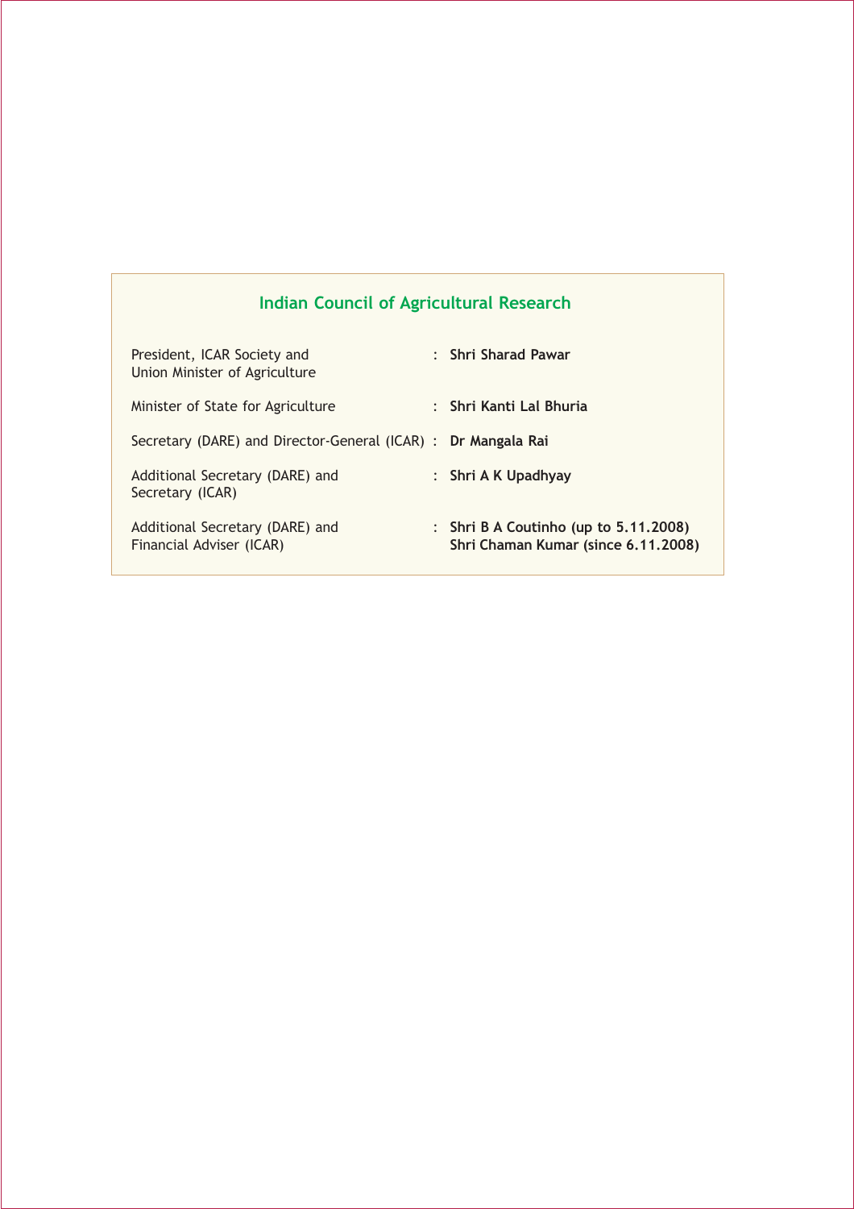## Indian Council of Agricultural Research

| | | |
|---|---|---|
| President, ICAR Society and Union Minister of Agriculture | : | **Shri Sharad Pawar** |
| Minister of State for Agriculture | : | **Shri Kanti Lal Bhuria** |
| Secretary (DARE) and Director-General (ICAR) | : | **Dr Mangala Rai** |
| Additional Secretary (DARE) and Secretary (ICAR) | : | **Shri A K Upadhyay** |
| Additional Secretary (DARE) and Financial Adviser (ICAR) | : | **Shri B A Coutinho (up to 5.11.2008)**<br>**Shri Chaman Kumar (since 6.11.2008)** |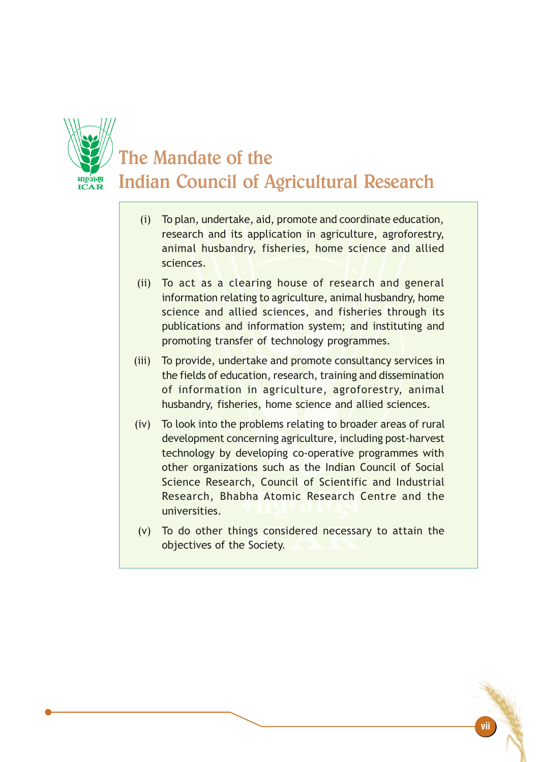# The Mandate of the Indian Council of Agricultural Research

(i) To plan, undertake, aid, promote and coordinate education, research and its application in agriculture, agroforestry, animal husbandry, fisheries, home science and allied sciences.

(ii) To act as a clearing house of research and general information relating to agriculture, animal husbandry, home science and allied sciences, and fisheries through its publications and information system; and instituting and promoting transfer of technology programmes.

(iii) To provide, undertake and promote consultancy services in the fields of education, research, training and dissemination of information in agriculture, agroforestry, animal husbandry, fisheries, home science and allied sciences.

(iv) To look into the problems relating to broader areas of rural development concerning agriculture, including post-harvest technology by developing co-operative programmes with other organizations such as the Indian Council of Social Science Research, Council of Scientific and Industrial Research, Bhabha Atomic Research Centre and the universities.

(v) To do other things considered necessary to attain the objectives of the Society.